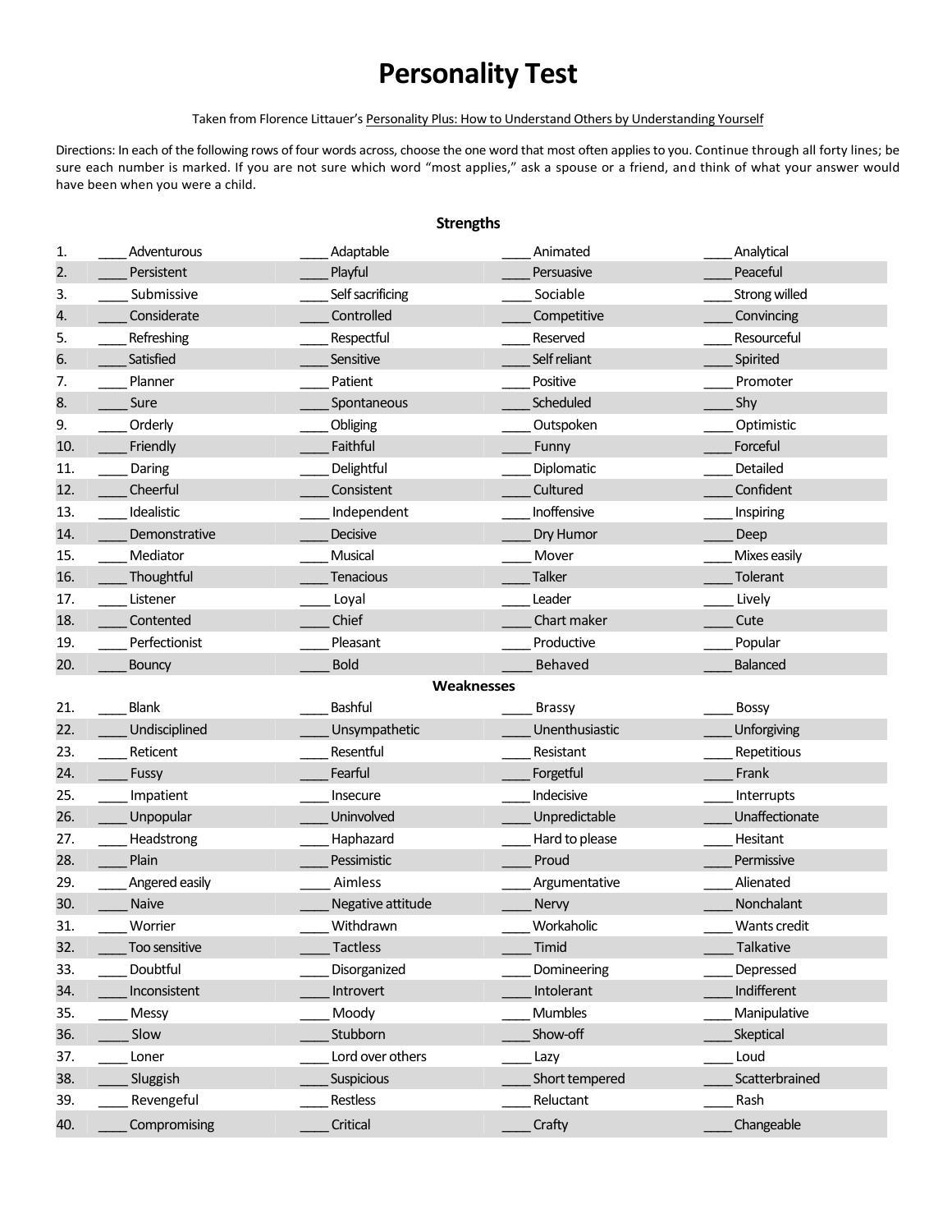# Personality Test

Taken from Florence Littauer's Personality Plus: How to Understand Others by Understanding Yourself

Directions: In each of the following rows of four words across, choose the one word that most often applies to you. Continue through all forty lines; be sure each number is marked. If you are not sure which word "most applies," ask a spouse or a friend, and think of what your answer would have been when you were a child.

## Strengths

| | | | | |
|---|---|---|---|---|
| 1. | ____ Adventurous | ____ Adaptable | ____ Animated | ____ Analytical |
| 2. | ____ Persistent | ____ Playful | ____ Persuasive | ____ Peaceful |
| 3. | ____ Submissive | ____ Self sacrificing | ____ Sociable | ____ Strong willed |
| 4. | ____ Considerate | ____ Controlled | ____ Competitive | ____ Convincing |
| 5. | ____ Refreshing | ____ Respectful | ____ Reserved | ____ Resourceful |
| 6. | ____ Satisfied | ____ Sensitive | ____ Self reliant | ____ Spirited |
| 7. | ____ Planner | ____ Patient | ____ Positive | ____ Promoter |
| 8. | ____ Sure | ____ Spontaneous | ____ Scheduled | ____ Shy |
| 9. | ____ Orderly | ____ Obliging | ____ Outspoken | ____ Optimistic |
| 10. | ____ Friendly | ____ Faithful | ____ Funny | ____ Forceful |
| 11. | ____ Daring | ____ Delightful | ____ Diplomatic | ____ Detailed |
| 12. | ____ Cheerful | ____ Consistent | ____ Cultured | ____ Confident |
| 13. | ____ Idealistic | ____ Independent | ____ Inoffensive | ____ Inspiring |
| 14. | ____ Demonstrative | ____ Decisive | ____ Dry Humor | ____ Deep |
| 15. | ____ Mediator | ____ Musical | ____ Mover | ____ Mixes easily |
| 16. | ____ Thoughtful | ____ Tenacious | ____ Talker | ____ Tolerant |
| 17. | ____ Listener | ____ Loyal | ____ Leader | ____ Lively |
| 18. | ____ Contented | ____ Chief | ____ Chart maker | ____ Cute |
| 19. | ____ Perfectionist | ____ Pleasant | ____ Productive | ____ Popular |
| 20. | ____ Bouncy | ____ Bold | ____ Behaved | ____ Balanced |

## Weaknesses

| | | | | |
|---|---|---|---|---|
| 21. | ____ Blank | ____ Bashful | ____ Brassy | ____ Bossy |
| 22. | ____ Undisciplined | ____ Unsympathetic | ____ Unenthusiastic | ____ Unforgiving |
| 23. | ____ Reticent | ____ Resentful | ____ Resistant | ____ Repetitious |
| 24. | ____ Fussy | ____ Fearful | ____ Forgetful | ____ Frank |
| 25. | ____ Impatient | ____ Insecure | ____ Indecisive | ____ Interrupts |
| 26. | ____ Unpopular | ____ Uninvolved | ____ Unpredictable | ____ Unaffectionate |
| 27. | ____ Headstrong | ____ Haphazard | ____ Hard to please | ____ Hesitant |
| 28. | ____ Plain | ____ Pessimistic | ____ Proud | ____ Permissive |
| 29. | ____ Angered easily | ____ Aimless | ____ Argumentative | ____ Alienated |
| 30. | ____ Naive | ____ Negative attitude | ____ Nervy | ____ Nonchalant |
| 31. | ____ Worrier | ____ Withdrawn | ____ Workaholic | ____ Wants credit |
| 32. | ____ Too sensitive | ____ Tactless | ____ Timid | ____ Talkative |
| 33. | ____ Doubtful | ____ Disorganized | ____ Domineering | ____ Depressed |
| 34. | ____ Inconsistent | ____ Introvert | ____ Intolerant | ____ Indifferent |
| 35. | ____ Messy | ____ Moody | ____ Mumbles | ____ Manipulative |
| 36. | ____ Slow | ____ Stubborn | ____ Show-off | ____ Skeptical |
| 37. | ____ Loner | ____ Lord over others | ____ Lazy | ____ Loud |
| 38. | ____ Sluggish | ____ Suspicious | ____ Short tempered | ____ Scatterbrained |
| 39. | ____ Revengeful | ____ Restless | ____ Reluctant | ____ Rash |
| 40. | ____ Compromising | ____ Critical | ____ Crafty | ____ Changeable |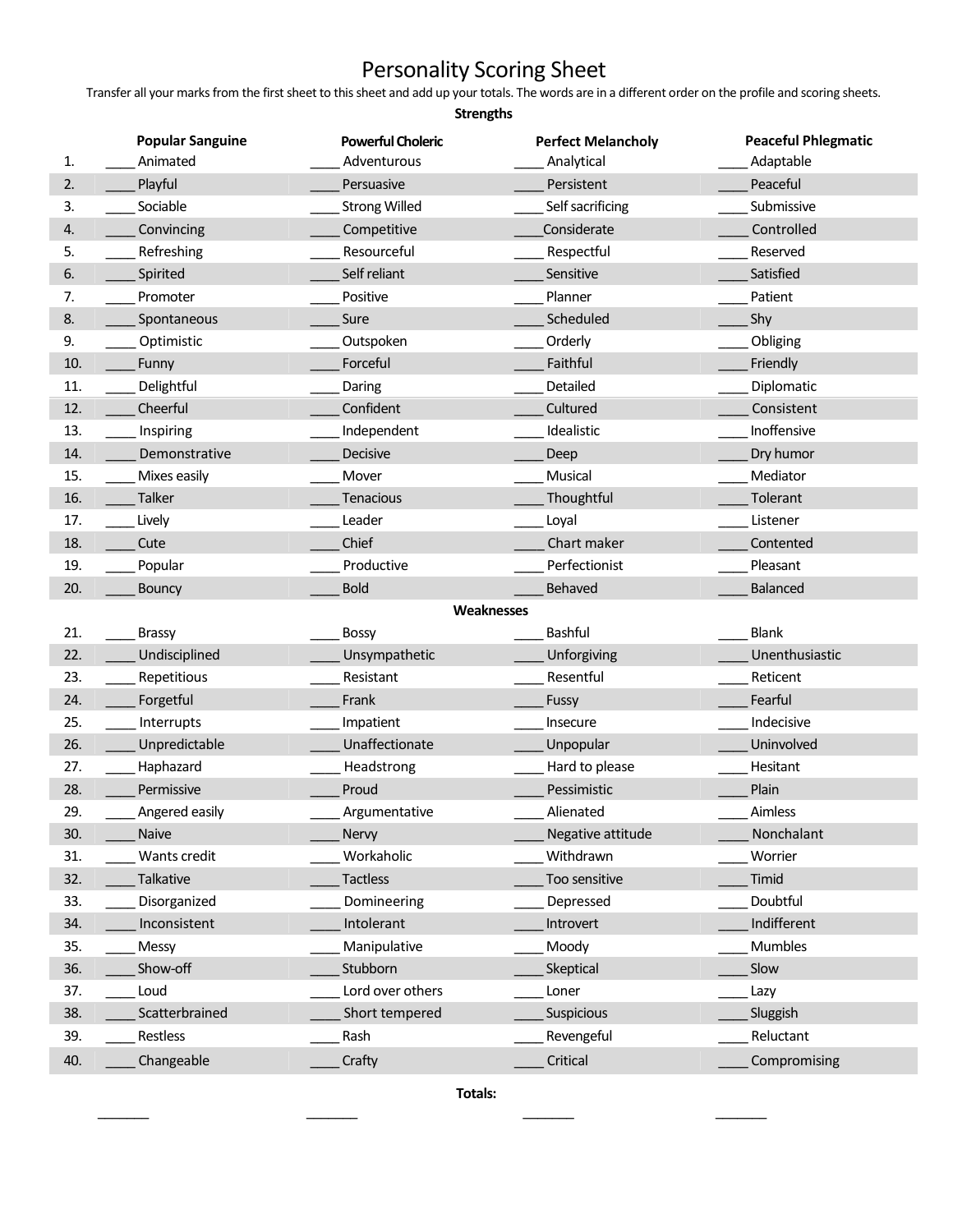# Personality Scoring Sheet

Transfer all your marks from the first sheet to this sheet and add up your totals. The words are in a different order on the profile and scoring sheets.

**Strengths**

| | Popular Sanguine | Powerful Choleric | Perfect Melancholy | Peaceful Phlegmatic |
|---|---|---|---|---|
| 1. | ____ Animated | ____ Adventurous | ____ Analytical | ____ Adaptable |
| 2. | ____ Playful | ____ Persuasive | ____ Persistent | ____ Peaceful |
| 3. | ____ Sociable | ____ Strong Willed | ____ Self sacrificing | ____ Submissive |
| 4. | ____ Convincing | ____ Competitive | ____ Considerate | ____ Controlled |
| 5. | ____ Refreshing | ____ Resourceful | ____ Respectful | ____ Reserved |
| 6. | ____ Spirited | ____ Self reliant | ____ Sensitive | ____ Satisfied |
| 7. | ____ Promoter | ____ Positive | ____ Planner | ____ Patient |
| 8. | ____ Spontaneous | ____ Sure | ____ Scheduled | ____ Shy |
| 9. | ____ Optimistic | ____ Outspoken | ____ Orderly | ____ Obliging |
| 10. | ____ Funny | ____ Forceful | ____ Faithful | ____ Friendly |
| 11. | ____ Delightful | ____ Daring | ____ Detailed | ____ Diplomatic |
| 12. | ____ Cheerful | ____ Confident | ____ Cultured | ____ Consistent |
| 13. | ____ Inspiring | ____ Independent | ____ Idealistic | ____ Inoffensive |
| 14. | ____ Demonstrative | ____ Decisive | ____ Deep | ____ Dry humor |
| 15. | ____ Mixes easily | ____ Mover | ____ Musical | ____ Mediator |
| 16. | ____ Talker | ____ Tenacious | ____ Thoughtful | ____ Tolerant |
| 17. | ____ Lively | ____ Leader | ____ Loyal | ____ Listener |
| 18. | ____ Cute | ____ Chief | ____ Chart maker | ____ Contented |
| 19. | ____ Popular | ____ Productive | ____ Perfectionist | ____ Pleasant |
| 20. | ____ Bouncy | ____ Bold | ____ Behaved | ____ Balanced |

**Weaknesses**

| | Popular Sanguine | Powerful Choleric | Perfect Melancholy | Peaceful Phlegmatic |
|---|---|---|---|---|
| 21. | ____ Brassy | ____ Bossy | ____ Bashful | ____ Blank |
| 22. | ____ Undisciplined | ____ Unsympathetic | ____ Unforgiving | ____ Unenthusiastic |
| 23. | ____ Repetitious | ____ Resistant | ____ Resentful | ____ Reticent |
| 24. | ____ Forgetful | ____ Frank | ____ Fussy | ____ Fearful |
| 25. | ____ Interrupts | ____ Impatient | ____ Insecure | ____ Indecisive |
| 26. | ____ Unpredictable | ____ Unaffectionate | ____ Unpopular | ____ Uninvolved |
| 27. | ____ Haphazard | ____ Headstrong | ____ Hard to please | ____ Hesitant |
| 28. | ____ Permissive | ____ Proud | ____ Pessimistic | ____ Plain |
| 29. | ____ Angered easily | ____ Argumentative | ____ Alienated | ____ Aimless |
| 30. | ____ Naive | ____ Nervy | ____ Negative attitude | ____ Nonchalant |
| 31. | ____ Wants credit | ____ Workaholic | ____ Withdrawn | ____ Worrier |
| 32. | ____ Talkative | ____ Tactless | ____ Too sensitive | ____ Timid |
| 33. | ____ Disorganized | ____ Domineering | ____ Depressed | ____ Doubtful |
| 34. | ____ Inconsistent | ____ Intolerant | ____ Introvert | ____ Indifferent |
| 35. | ____ Messy | ____ Manipulative | ____ Moody | ____ Mumbles |
| 36. | ____ Show-off | ____ Stubborn | ____ Skeptical | ____ Slow |
| 37. | ____ Loud | ____ Lord over others | ____ Loner | ____ Lazy |
| 38. | ____ Scatterbrained | ____ Short tempered | ____ Suspicious | ____ Sluggish |
| 39. | ____ Restless | ____ Rash | ____ Revengeful | ____ Reluctant |
| 40. | ____ Changeable | ____ Crafty | ____ Critical | ____ Compromising |

**Totals:**

| Popular Sanguine | Powerful Choleric | Perfect Melancholy | Peaceful Phlegmatic |
|---|---|---|---|
| _______ | _______ | _______ | _______ |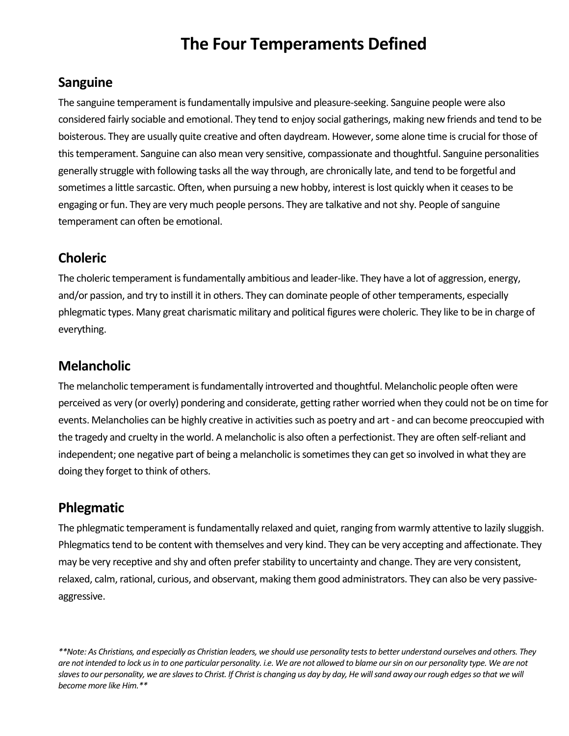# The Four Temperaments Defined

## Sanguine

The sanguine temperament is fundamentally impulsive and pleasure-seeking. Sanguine people were also considered fairly sociable and emotional. They tend to enjoy social gatherings, making new friends and tend to be boisterous. They are usually quite creative and often daydream. However, some alone time is crucial for those of this temperament. Sanguine can also mean very sensitive, compassionate and thoughtful. Sanguine personalities generally struggle with following tasks all the way through, are chronically late, and tend to be forgetful and sometimes a little sarcastic. Often, when pursuing a new hobby, interest is lost quickly when it ceases to be engaging or fun. They are very much people persons. They are talkative and not shy. People of sanguine temperament can often be emotional.

## Choleric

The choleric temperament is fundamentally ambitious and leader-like. They have a lot of aggression, energy, and/or passion, and try to instill it in others. They can dominate people of other temperaments, especially phlegmatic types. Many great charismatic military and political figures were choleric. They like to be in charge of everything.

## Melancholic

The melancholic temperament is fundamentally introverted and thoughtful. Melancholic people often were perceived as very (or overly) pondering and considerate, getting rather worried when they could not be on time for events. Melancholies can be highly creative in activities such as poetry and art - and can become preoccupied with the tragedy and cruelty in the world. A melancholic is also often a perfectionist. They are often self-reliant and independent; one negative part of being a melancholic is sometimes they can get so involved in what they are doing they forget to think of others.

## Phlegmatic

The phlegmatic temperament is fundamentally relaxed and quiet, ranging from warmly attentive to lazily sluggish. Phlegmatics tend to be content with themselves and very kind. They can be very accepting and affectionate. They may be very receptive and shy and often prefer stability to uncertainty and change. They are very consistent, relaxed, calm, rational, curious, and observant, making them good administrators. They can also be very passive-aggressive.

*\*\*Note: As Christians, and especially as Christian leaders, we should use personality tests to better understand ourselves and others. They are not intended to lock us in to one particular personality. i.e. We are not allowed to blame our sin on our personality type. We are not slaves to our personality, we are slaves to Christ. If Christ is changing us day by day, He will sand away our rough edges so that we will become more like Him.\*\**